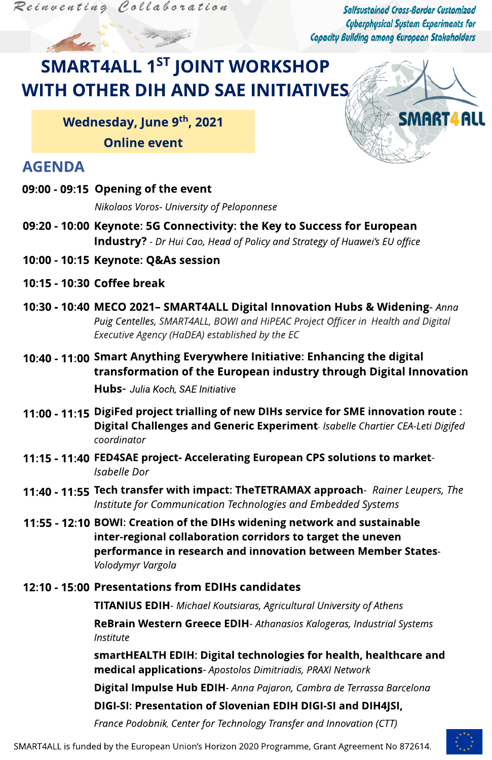Reinventing Collaboration

Selfsustained Cross-Border Customized Cyberphysical System Experiments for Capacity Building among European Stakeholders

# SMART4ALL 1ST JOINT WORKSHOP WITH OTHER DIH AND SAE INITIATIVES

**Wednesday, June 9th, 2021**
**Online event**

SMART4ALL

## AGENDA

**09:00 - 09:15 Opening of the event**
*Nikolaos Voros- University of Peloponnese*

**09:20 - 10:00 Keynote: 5G Connectivity: the Key to Success for European Industry?** - *Dr Hui Cao, Head of Policy and Strategy of Huawei's EU office*

**10:00 - 10:15 Keynote: Q&As session**

**10:15 - 10:30 Coffee break**

**10:30 - 10:40 MECO 2021– SMART4ALL Digital Innovation Hubs & Widening**- *Anna Puig Centelles, SMART4ALL, BOWI and HiPEAC Project Officer in Health and Digital Executive Agency (HaDEA) established by the EC*

**10:40 - 11:00 Smart Anything Everywhere Initiative: Enhancing the digital transformation of the European industry through Digital Innovation Hubs**- *Julia Koch, SAE Initiative*

**11:00 - 11:15 DigiFed project trialling of new DIHs service for SME innovation route : Digital Challenges and Generic Experiment**- *Isabelle Chartier CEA-Leti Digifed coordinator*

**11:15 - 11:40 FED4SAE project- Accelerating European CPS solutions to market**- *Isabelle Dor*

**11:40 - 11:55 Tech transfer with impact: TheTETRAMAX approach**- *Rainer Leupers, The Institute for Communication Technologies and Embedded Systems*

**11:55 - 12:10 BOWI: Creation of the DIHs widening network and sustainable inter-regional collaboration corridors to target the uneven performance in research and innovation between Member States**- *Volodymyr Vargola*

**12:10 - 15:00 Presentations from EDIHs candidates**

**TITANIUS EDIH**- *Michael Koutsiaras, Agricultural University of Athens*

**ReBrain Western Greece EDIH**- *Athanasios Kalogeras, Industrial Systems Institute*

**smartHEALTH EDIH: Digital technologies for health, healthcare and medical applications**- *Apostolos Dimitriadis, PRAXI Network*

**Digital Impulse Hub EDIH**- *Anna Pajaron, Cambra de Terrassa Barcelona*

**DIGI-SI: Presentation of Slovenian EDIH DIGI-SI and DIH4JSI,**
*France Podobnik, Center for Technology Transfer and Innovation (CTT)*

SMART4ALL is funded by the European Union's Horizon 2020 Programme, Grant Agreement No 872614.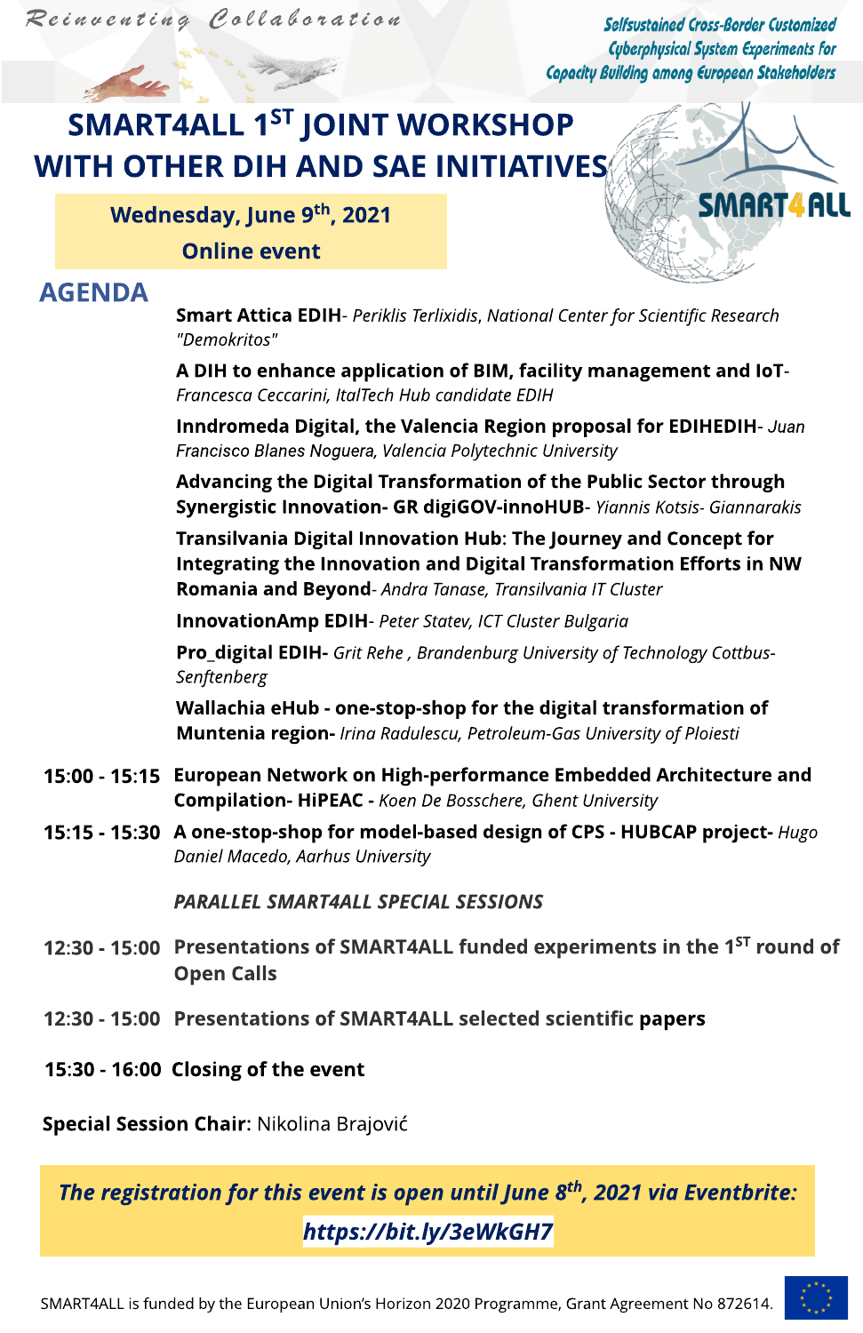Reinventing Collaboration

Selfsustained Cross-Border Customized Cyberphysical System Experiments for Capacity Building among European Stakeholders

# SMART4ALL 1ST JOINT WORKSHOP WITH OTHER DIH AND SAE INITIATIVES

**Wednesday, June 9th, 2021**

**Online event**

SMART4ALL

## AGENDA

**Smart Attica EDIH**- *Periklis Terlixidis, National Center for Scientific Research "Demokritos"*

**A DIH to enhance application of BIM, facility management and IoT**- *Francesca Ceccarini, ItalTech Hub candidate EDIH*

**Inndromeda Digital, the Valencia Region proposal for EDIHEDIH**- *Juan Francisco Blanes Noguera, Valencia Polytechnic University*

**Advancing the Digital Transformation of the Public Sector through Synergistic Innovation- GR digiGOV-innoHUB**- *Yiannis Kotsis- Giannarakis*

**Transilvania Digital Innovation Hub: The Journey and Concept for Integrating the Innovation and Digital Transformation Efforts in NW Romania and Beyond**- *Andra Tanase, Transilvania IT Cluster*

**InnovationAmp EDIH**- *Peter Statev, ICT Cluster Bulgaria*

**Pro_digital EDIH-** *Grit Rehe , Brandenburg University of Technology Cottbus-Senftenberg*

**Wallachia eHub - one-stop-shop for the digital transformation of Muntenia region-** *Irina Radulescu, Petroleum-Gas University of Ploiesti*

**15:00 - 15:15** **European Network on High-performance Embedded Architecture and Compilation- HiPEAC -** *Koen De Bosschere, Ghent University*

**15:15 - 15:30** **A one-stop-shop for model-based design of CPS - HUBCAP project-** *Hugo Daniel Macedo, Aarhus University*

***PARALLEL SMART4ALL SPECIAL SESSIONS***

**12:30 - 15:00** **Presentations of SMART4ALL funded experiments in the 1ST round of Open Calls**

**12:30 - 15:00** **Presentations of SMART4ALL selected scientific papers**

**15:30 - 16:00** **Closing of the event**

**Special Session Chair:** Nikolina Brajović

***The registration for this event is open until June 8th, 2021 via Eventbrite: https://bit.ly/3eWkGH7***

SMART4ALL is funded by the European Union's Horizon 2020 Programme, Grant Agreement No 872614.